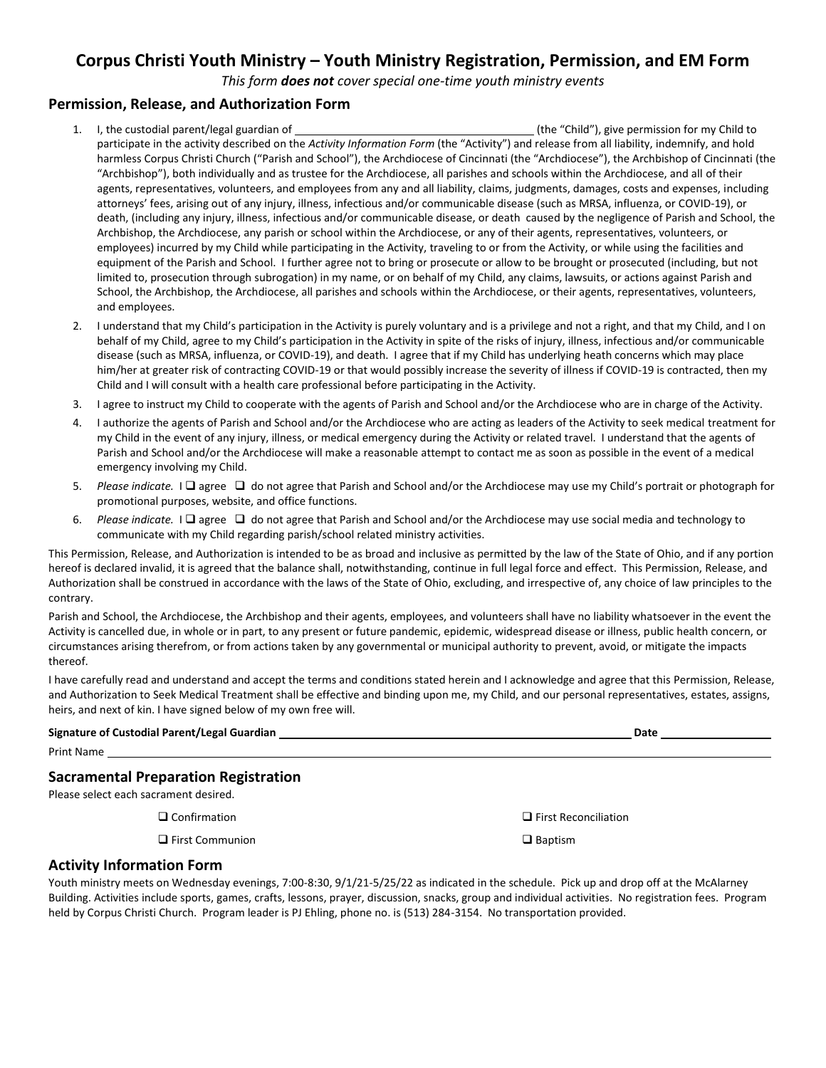# Corpus Christi Youth Ministry – Youth Ministry Registration, Permission, and EM Form

*This form **does not** cover special one-time youth ministry events*

## Permission, Release, and Authorization Form

1. I, the custodial parent/legal guardian of \_\_\_\_\_\_\_\_\_\_\_\_\_\_\_\_\_\_\_\_\_\_\_\_\_\_\_\_\_\_\_\_\_\_\_\_\_\_\_\_ (the "Child"), give permission for my Child to participate in the activity described on the *Activity Information Form* (the "Activity") and release from all liability, indemnify, and hold harmless Corpus Christi Church ("Parish and School"), the Archdiocese of Cincinnati (the "Archdiocese"), the Archbishop of Cincinnati (the "Archbishop"), both individually and as trustee for the Archdiocese, all parishes and schools within the Archdiocese, and all of their agents, representatives, volunteers, and employees from any and all liability, claims, judgments, damages, costs and expenses, including attorneys' fees, arising out of any injury, illness, infectious and/or communicable disease (such as MRSA, influenza, or COVID-19), or death, (including any injury, illness, infectious and/or communicable disease, or death caused by the negligence of Parish and School, the Archbishop, the Archdiocese, any parish or school within the Archdiocese, or any of their agents, representatives, volunteers, or employees) incurred by my Child while participating in the Activity, traveling to or from the Activity, or while using the facilities and equipment of the Parish and School. I further agree not to bring or prosecute or allow to be brought or prosecuted (including, but not limited to, prosecution through subrogation) in my name, or on behalf of my Child, any claims, lawsuits, or actions against Parish and School, the Archbishop, the Archdiocese, all parishes and schools within the Archdiocese, or their agents, representatives, volunteers, and employees.
2. I understand that my Child's participation in the Activity is purely voluntary and is a privilege and not a right, and that my Child, and I on behalf of my Child, agree to my Child's participation in the Activity in spite of the risks of injury, illness, infectious and/or communicable disease (such as MRSA, influenza, or COVID-19), and death. I agree that if my Child has underlying heath concerns which may place him/her at greater risk of contracting COVID-19 or that would possibly increase the severity of illness if COVID-19 is contracted, then my Child and I will consult with a health care professional before participating in the Activity.
3. I agree to instruct my Child to cooperate with the agents of Parish and School and/or the Archdiocese who are in charge of the Activity.
4. I authorize the agents of Parish and School and/or the Archdiocese who are acting as leaders of the Activity to seek medical treatment for my Child in the event of any injury, illness, or medical emergency during the Activity or related travel. I understand that the agents of Parish and School and/or the Archdiocese will make a reasonable attempt to contact me as soon as possible in the event of a medical emergency involving my Child.
5. *Please indicate.* I ☐ agree ☐ do not agree that Parish and School and/or the Archdiocese may use my Child's portrait or photograph for promotional purposes, website, and office functions.
6. *Please indicate.* I ☐ agree ☐ do not agree that Parish and School and/or the Archdiocese may use social media and technology to communicate with my Child regarding parish/school related ministry activities.

This Permission, Release, and Authorization is intended to be as broad and inclusive as permitted by the law of the State of Ohio, and if any portion hereof is declared invalid, it is agreed that the balance shall, notwithstanding, continue in full legal force and effect. This Permission, Release, and Authorization shall be construed in accordance with the laws of the State of Ohio, excluding, and irrespective of, any choice of law principles to the contrary.

Parish and School, the Archdiocese, the Archbishop and their agents, employees, and volunteers shall have no liability whatsoever in the event the Activity is cancelled due, in whole or in part, to any present or future pandemic, epidemic, widespread disease or illness, public health concern, or circumstances arising therefrom, or from actions taken by any governmental or municipal authority to prevent, avoid, or mitigate the impacts thereof.

I have carefully read and understand and accept the terms and conditions stated herein and I acknowledge and agree that this Permission, Release, and Authorization to Seek Medical Treatment shall be effective and binding upon me, my Child, and our personal representatives, estates, assigns, heirs, and next of kin. I have signed below of my own free will.

**Signature of Custodial Parent/Legal Guardian** \_\_\_\_\_\_\_\_\_\_\_\_\_\_\_\_\_\_\_\_\_\_\_\_\_\_\_\_\_\_\_\_\_\_\_\_\_\_\_\_ **Date** \_\_\_\_\_\_\_\_\_\_\_\_\_\_

Print Name \_\_\_\_\_\_\_\_\_\_\_\_\_\_\_\_\_\_\_\_\_\_\_\_\_\_\_\_\_\_\_\_\_\_\_\_\_\_\_\_

## Sacramental Preparation Registration

Please select each sacrament desired.

☐ Confirmation

☐ First Reconciliation

☐ First Communion

☐ Baptism

## Activity Information Form

Youth ministry meets on Wednesday evenings, 7:00-8:30, 9/1/21-5/25/22 as indicated in the schedule. Pick up and drop off at the McAlarney Building. Activities include sports, games, crafts, lessons, prayer, discussion, snacks, group and individual activities. No registration fees. Program held by Corpus Christi Church. Program leader is PJ Ehling, phone no. is (513) 284-3154. No transportation provided.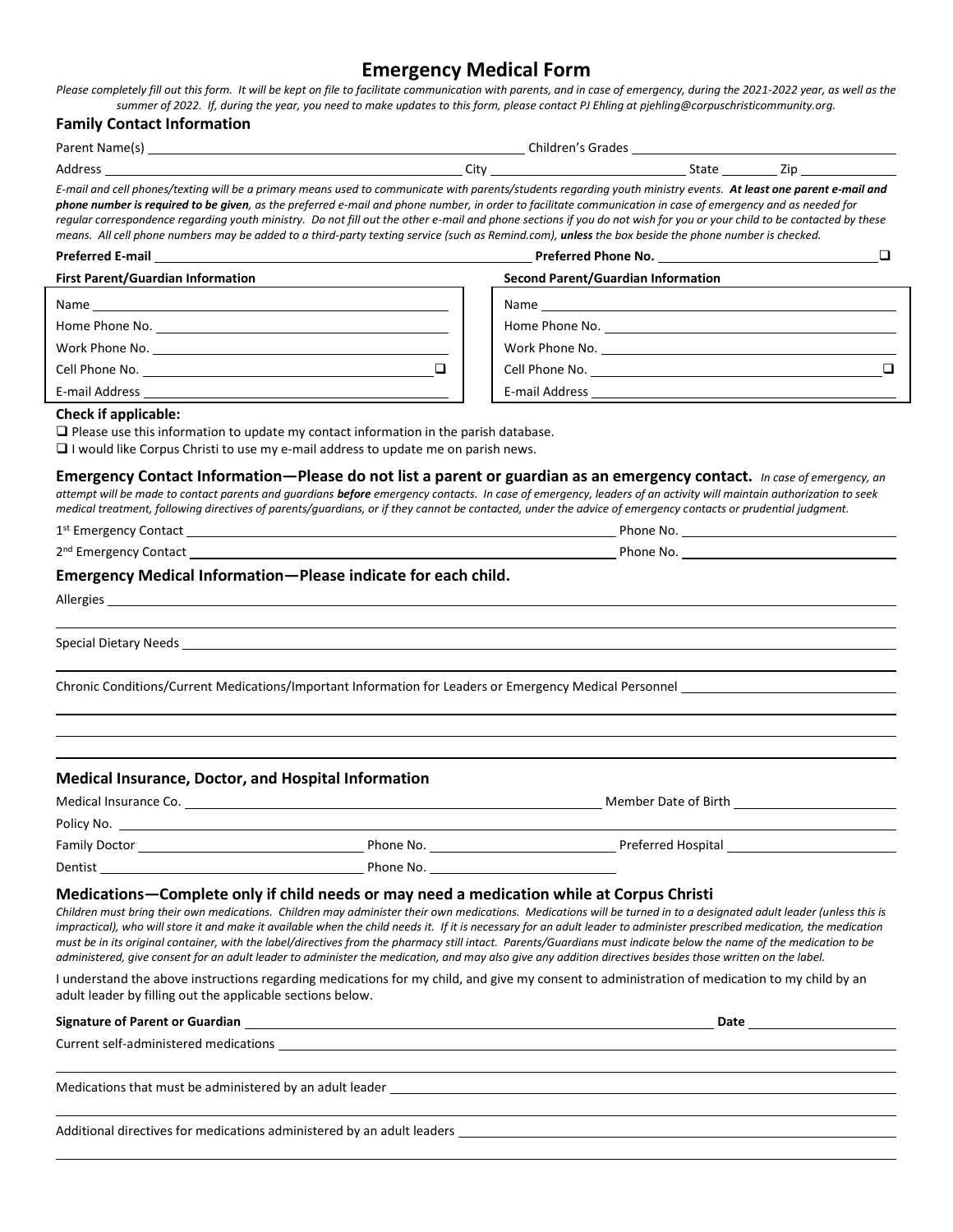# Emergency Medical Form

*Please completely fill out this form. It will be kept on file to facilitate communication with parents, and in case of emergency, during the 2021-2022 year, as well as the summer of 2022. If, during the year, you need to make updates to this form, please contact PJ Ehling at pjehling@corpuschristicommunity.org.*

## Family Contact Information

Parent Name(s) ______________________ Children's Grades ______________________

Address ______________________ City ______________ State ________ Zip ____________

*E-mail and cell phones/texting will be a primary means used to communicate with parents/students regarding youth ministry events.* ***At least one parent e-mail and phone number is required to be given****, as the preferred e-mail and phone number, in order to facilitate communication in case of emergency and as needed for regular correspondence regarding youth ministry. Do not fill out the other e-mail and phone sections if you do not wish for you or your child to be contacted by these means. All cell phone numbers may be added to a third-party texting service (such as Remind.com),* ***unless*** *the box beside the phone number is checked.*

**Preferred E-mail** ______________________ **Preferred Phone No.** ______________________ ❑

| First Parent/Guardian Information | Second Parent/Guardian Information |
|---|---|
| Name ______________________ | Name ______________________ |
| Home Phone No. ______________________ | Home Phone No. ______________________ |
| Work Phone No. ______________________ | Work Phone No. ______________________ |
| Cell Phone No. ______________________ ❑ | Cell Phone No. ______________________ ❑ |
| E-mail Address ______________________ | E-mail Address ______________________ |

**Check if applicable:**

❑ Please use this information to update my contact information in the parish database.

❑ I would like Corpus Christi to use my e-mail address to update me on parish news.

## Emergency Contact Information—Please do not list a parent or guardian as an emergency contact.

*In case of emergency, an attempt will be made to contact parents and guardians* ***before*** *emergency contacts. In case of emergency, leaders of an activity will maintain authorization to seek medical treatment, following directives of parents/guardians, or if they cannot be contacted, under the advice of emergency contacts or prudential judgment.*

1st Emergency Contact ______________________ Phone No. ______________________

2nd Emergency Contact ______________________ Phone No. ______________________

## Emergency Medical Information—Please indicate for each child.

Allergies ______________________

Special Dietary Needs ______________________

Chronic Conditions/Current Medications/Important Information for Leaders or Emergency Medical Personnel ______________________

## Medical Insurance, Doctor, and Hospital Information

Medical Insurance Co. ______________________ Member Date of Birth ______________________

Policy No. ______________________

Family Doctor ______________________ Phone No. ______________________ Preferred Hospital ______________________

Dentist ______________________ Phone No. ______________________

## Medications—Complete only if child needs or may need a medication while at Corpus Christi

*Children must bring their own medications. Children may administer their own medications. Medications will be turned in to a designated adult leader (unless this is impractical), who will store it and make it available when the child needs it. If it is necessary for an adult leader to administer prescribed medication, the medication must be in its original container, with the label/directives from the pharmacy still intact. Parents/Guardians must indicate below the name of the medication to be administered, give consent for an adult leader to administer the medication, and may also give any addition directives besides those written on the label.*

I understand the above instructions regarding medications for my child, and give my consent to administration of medication to my child by an adult leader by filling out the applicable sections below.

**Signature of Parent or Guardian** ______________________ **Date** ______________________

Current self-administered medications ______________________

Medications that must be administered by an adult leader ______________________

Additional directives for medications administered by an adult leaders ______________________